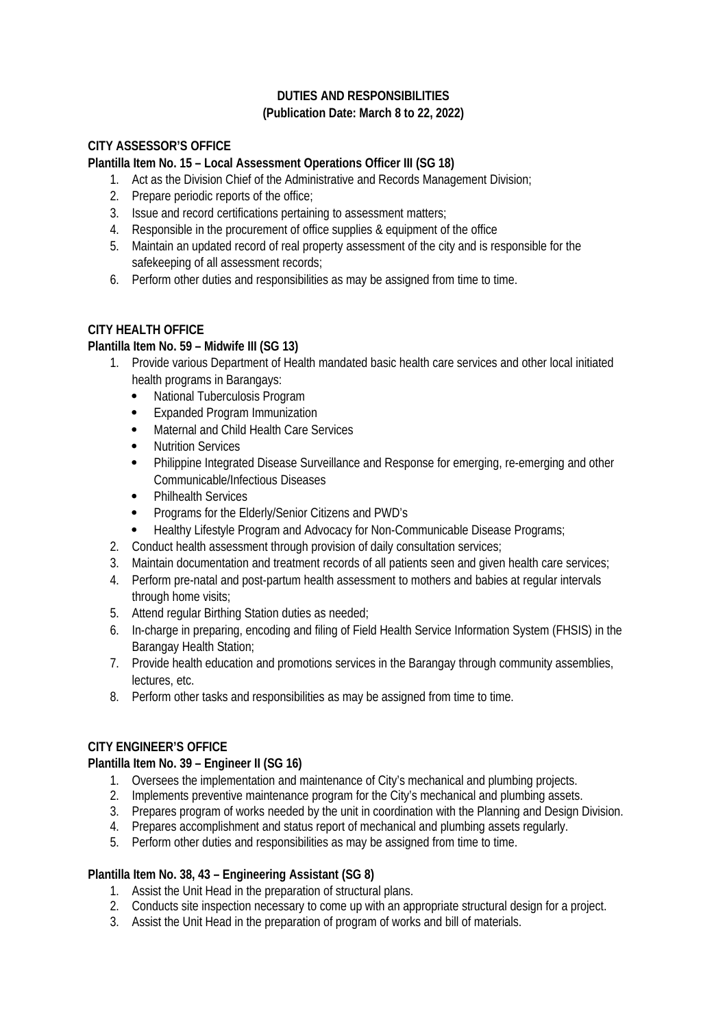**DUTIES AND RESPONSIBILITIES**
**(Publication Date: March 8 to 22, 2022)**

**CITY ASSESSOR'S OFFICE**
**Plantilla Item No. 15 – Local Assessment Operations Officer III (SG 18)**

1. Act as the Division Chief of the Administrative and Records Management Division;
2. Prepare periodic reports of the office;
3. Issue and record certifications pertaining to assessment matters;
4. Responsible in the procurement of office supplies & equipment of the office
5. Maintain an updated record of real property assessment of the city and is responsible for the safekeeping of all assessment records;
6. Perform other duties and responsibilities as may be assigned from time to time.

**CITY HEALTH OFFICE**
**Plantilla Item No. 59 – Midwife III (SG 13)**

1. Provide various Department of Health mandated basic health care services and other local initiated health programs in Barangays:
   - National Tuberculosis Program
   - Expanded Program Immunization
   - Maternal and Child Health Care Services
   - Nutrition Services
   - Philippine Integrated Disease Surveillance and Response for emerging, re-emerging and other Communicable/Infectious Diseases
   - Philhealth Services
   - Programs for the Elderly/Senior Citizens and PWD's
   - Healthy Lifestyle Program and Advocacy for Non-Communicable Disease Programs;
2. Conduct health assessment through provision of daily consultation services;
3. Maintain documentation and treatment records of all patients seen and given health care services;
4. Perform pre-natal and post-partum health assessment to mothers and babies at regular intervals through home visits;
5. Attend regular Birthing Station duties as needed;
6. In-charge in preparing, encoding and filing of Field Health Service Information System (FHSIS) in the Barangay Health Station;
7. Provide health education and promotions services in the Barangay through community assemblies, lectures, etc.
8. Perform other tasks and responsibilities as may be assigned from time to time.

**CITY ENGINEER'S OFFICE**
**Plantilla Item No. 39 – Engineer II (SG 16)**

1. Oversees the implementation and maintenance of City's mechanical and plumbing projects.
2. Implements preventive maintenance program for the City's mechanical and plumbing assets.
3. Prepares program of works needed by the unit in coordination with the Planning and Design Division.
4. Prepares accomplishment and status report of mechanical and plumbing assets regularly.
5. Perform other duties and responsibilities as may be assigned from time to time.

**Plantilla Item No. 38, 43 – Engineering Assistant (SG 8)**

1. Assist the Unit Head in the preparation of structural plans.
2. Conducts site inspection necessary to come up with an appropriate structural design for a project.
3. Assist the Unit Head in the preparation of program of works and bill of materials.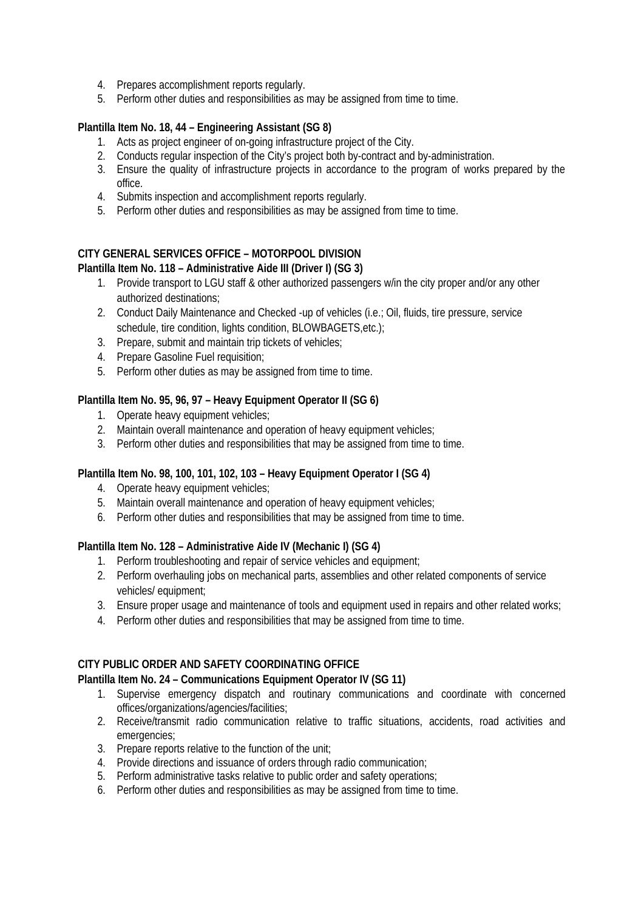4. Prepares accomplishment reports regularly.
5. Perform other duties and responsibilities as may be assigned from time to time.

**Plantilla Item No. 18, 44 – Engineering Assistant (SG 8)**

1. Acts as project engineer of on-going infrastructure project of the City.
2. Conducts regular inspection of the City's project both by-contract and by-administration.
3. Ensure the quality of infrastructure projects in accordance to the program of works prepared by the office.
4. Submits inspection and accomplishment reports regularly.
5. Perform other duties and responsibilities as may be assigned from time to time.

**CITY GENERAL SERVICES OFFICE – MOTORPOOL DIVISION**

**Plantilla Item No. 118 – Administrative Aide III (Driver I) (SG 3)**

1. Provide transport to LGU staff & other authorized passengers w/in the city proper and/or any other authorized destinations;
2. Conduct Daily Maintenance and Checked -up of vehicles (i.e.; Oil, fluids, tire pressure, service schedule, tire condition, lights condition, BLOWBAGETS,etc.);
3. Prepare, submit and maintain trip tickets of vehicles;
4. Prepare Gasoline Fuel requisition;
5. Perform other duties as may be assigned from time to time.

**Plantilla Item No. 95, 96, 97 – Heavy Equipment Operator II (SG 6)**

1. Operate heavy equipment vehicles;
2. Maintain overall maintenance and operation of heavy equipment vehicles;
3. Perform other duties and responsibilities that may be assigned from time to time.

**Plantilla Item No. 98, 100, 101, 102, 103 – Heavy Equipment Operator I (SG 4)**

4. Operate heavy equipment vehicles;
5. Maintain overall maintenance and operation of heavy equipment vehicles;
6. Perform other duties and responsibilities that may be assigned from time to time.

**Plantilla Item No. 128 – Administrative Aide IV (Mechanic I) (SG 4)**

1. Perform troubleshooting and repair of service vehicles and equipment;
2. Perform overhauling jobs on mechanical parts, assemblies and other related components of service vehicles/ equipment;
3. Ensure proper usage and maintenance of tools and equipment used in repairs and other related works;
4. Perform other duties and responsibilities that may be assigned from time to time.

**CITY PUBLIC ORDER AND SAFETY COORDINATING OFFICE**

**Plantilla Item No. 24 – Communications Equipment Operator IV (SG 11)**

1. Supervise emergency dispatch and routinary communications and coordinate with concerned offices/organizations/agencies/facilities;
2. Receive/transmit radio communication relative to traffic situations, accidents, road activities and emergencies;
3. Prepare reports relative to the function of the unit;
4. Provide directions and issuance of orders through radio communication;
5. Perform administrative tasks relative to public order and safety operations;
6. Perform other duties and responsibilities as may be assigned from time to time.